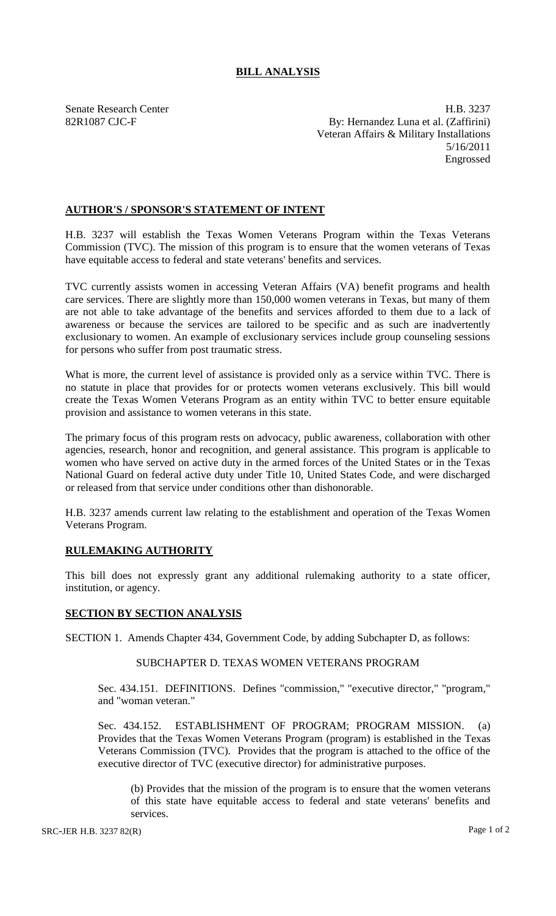# BILL ANALYSIS

Senate Research Center
82R1087 CJC-F

H.B. 3237
By: Hernandez Luna et al. (Zaffirini)
Veteran Affairs & Military Installations
5/16/2011
Engrossed

## AUTHOR'S / SPONSOR'S STATEMENT OF INTENT

H.B. 3237 will establish the Texas Women Veterans Program within the Texas Veterans Commission (TVC). The mission of this program is to ensure that the women veterans of Texas have equitable access to federal and state veterans' benefits and services.

TVC currently assists women in accessing Veteran Affairs (VA) benefit programs and health care services. There are slightly more than 150,000 women veterans in Texas, but many of them are not able to take advantage of the benefits and services afforded to them due to a lack of awareness or because the services are tailored to be specific and as such are inadvertently exclusionary to women. An example of exclusionary services include group counseling sessions for persons who suffer from post traumatic stress.

What is more, the current level of assistance is provided only as a service within TVC. There is no statute in place that provides for or protects women veterans exclusively. This bill would create the Texas Women Veterans Program as an entity within TVC to better ensure equitable provision and assistance to women veterans in this state.

The primary focus of this program rests on advocacy, public awareness, collaboration with other agencies, research, honor and recognition, and general assistance. This program is applicable to women who have served on active duty in the armed forces of the United States or in the Texas National Guard on federal active duty under Title 10, United States Code, and were discharged or released from that service under conditions other than dishonorable.

H.B. 3237 amends current law relating to the establishment and operation of the Texas Women Veterans Program.

## RULEMAKING AUTHORITY

This bill does not expressly grant any additional rulemaking authority to a state officer, institution, or agency.

## SECTION BY SECTION ANALYSIS

SECTION 1. Amends Chapter 434, Government Code, by adding Subchapter D, as follows:

SUBCHAPTER D. TEXAS WOMEN VETERANS PROGRAM

Sec. 434.151. DEFINITIONS. Defines "commission," "executive director," "program," and "woman veteran."

Sec. 434.152. ESTABLISHMENT OF PROGRAM; PROGRAM MISSION. (a) Provides that the Texas Women Veterans Program (program) is established in the Texas Veterans Commission (TVC). Provides that the program is attached to the office of the executive director of TVC (executive director) for administrative purposes.

(b) Provides that the mission of the program is to ensure that the women veterans of this state have equitable access to federal and state veterans' benefits and services.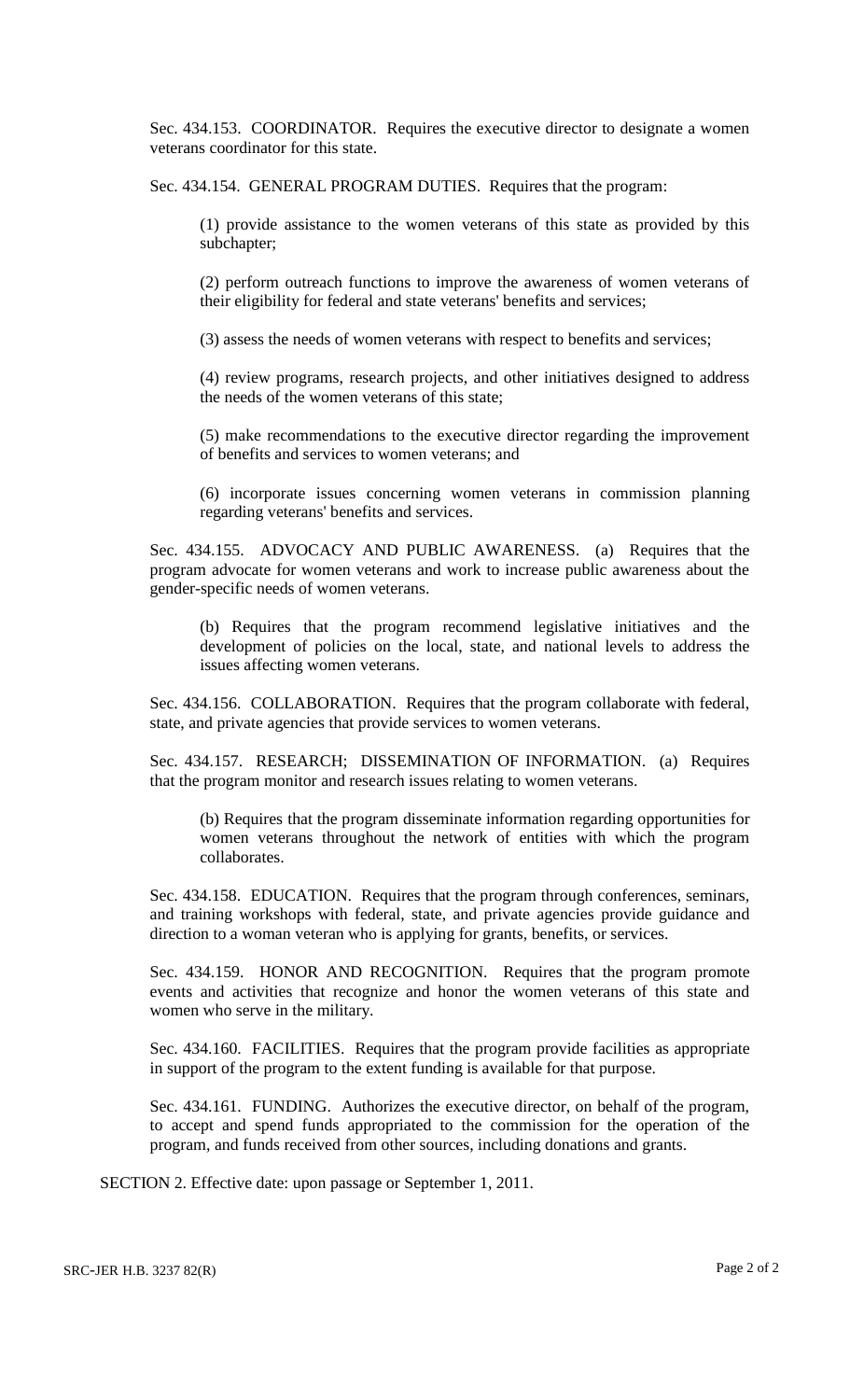Sec. 434.153. COORDINATOR. Requires the executive director to designate a women veterans coordinator for this state.

Sec. 434.154. GENERAL PROGRAM DUTIES. Requires that the program:

(1) provide assistance to the women veterans of this state as provided by this subchapter;

(2) perform outreach functions to improve the awareness of women veterans of their eligibility for federal and state veterans' benefits and services;

(3) assess the needs of women veterans with respect to benefits and services;

(4) review programs, research projects, and other initiatives designed to address the needs of the women veterans of this state;

(5) make recommendations to the executive director regarding the improvement of benefits and services to women veterans; and

(6) incorporate issues concerning women veterans in commission planning regarding veterans' benefits and services.

Sec. 434.155. ADVOCACY AND PUBLIC AWARENESS. (a) Requires that the program advocate for women veterans and work to increase public awareness about the gender-specific needs of women veterans.

(b) Requires that the program recommend legislative initiatives and the development of policies on the local, state, and national levels to address the issues affecting women veterans.

Sec. 434.156. COLLABORATION. Requires that the program collaborate with federal, state, and private agencies that provide services to women veterans.

Sec. 434.157. RESEARCH; DISSEMINATION OF INFORMATION. (a) Requires that the program monitor and research issues relating to women veterans.

(b) Requires that the program disseminate information regarding opportunities for women veterans throughout the network of entities with which the program collaborates.

Sec. 434.158. EDUCATION. Requires that the program through conferences, seminars, and training workshops with federal, state, and private agencies provide guidance and direction to a woman veteran who is applying for grants, benefits, or services.

Sec. 434.159. HONOR AND RECOGNITION. Requires that the program promote events and activities that recognize and honor the women veterans of this state and women who serve in the military.

Sec. 434.160. FACILITIES. Requires that the program provide facilities as appropriate in support of the program to the extent funding is available for that purpose.

Sec. 434.161. FUNDING. Authorizes the executive director, on behalf of the program, to accept and spend funds appropriated to the commission for the operation of the program, and funds received from other sources, including donations and grants.

SECTION 2. Effective date: upon passage or September 1, 2011.

SRC-JER H.B. 3237 82(R)